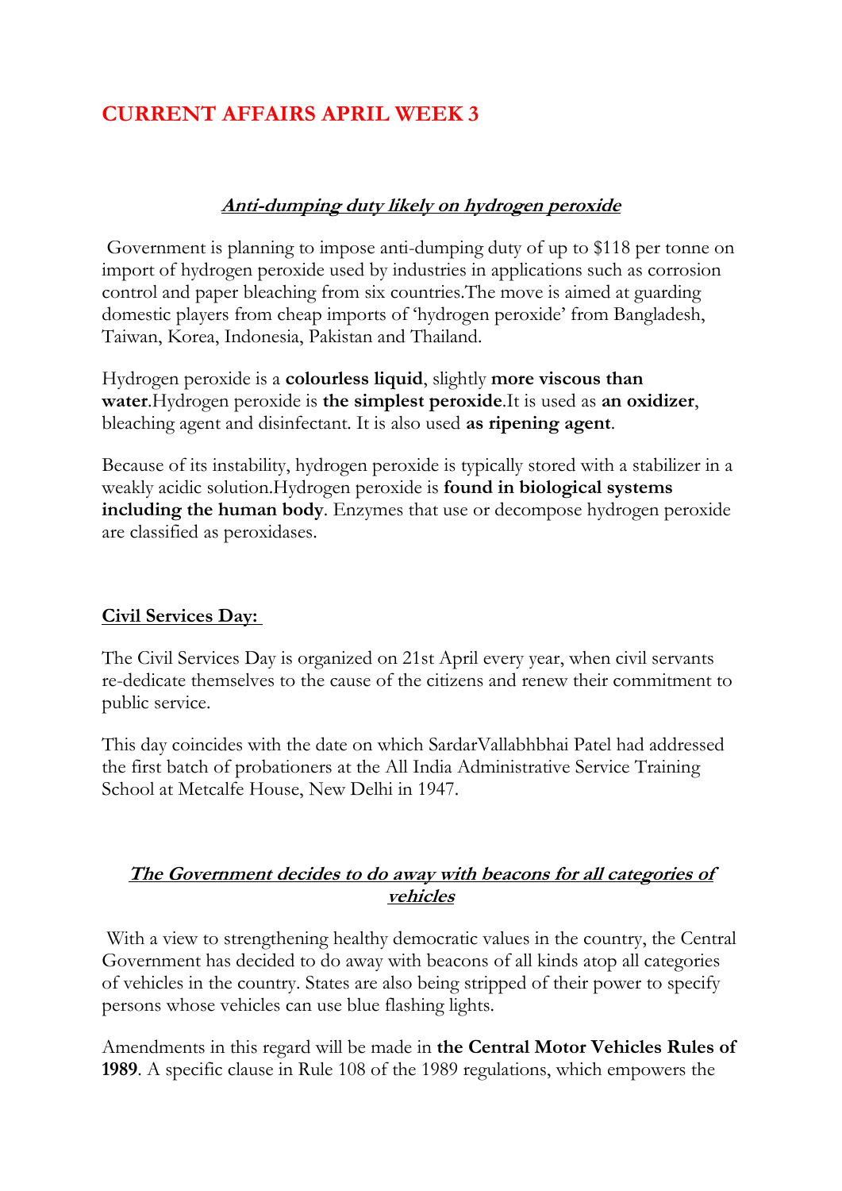# CURRENT AFFAIRS APRIL WEEK 3

## ***Anti-dumping duty likely on hydrogen peroxide***

Government is planning to impose anti-dumping duty of up to $118 per tonne on import of hydrogen peroxide used by industries in applications such as corrosion control and paper bleaching from six countries.The move is aimed at guarding domestic players from cheap imports of 'hydrogen peroxide' from Bangladesh, Taiwan, Korea, Indonesia, Pakistan and Thailand.

Hydrogen peroxide is a **colourless liquid**, slightly **more viscous than water**.Hydrogen peroxide is **the simplest peroxide**.It is used as **an oxidizer**, bleaching agent and disinfectant. It is also used **as ripening agent**.

Because of its instability, hydrogen peroxide is typically stored with a stabilizer in a weakly acidic solution.Hydrogen peroxide is **found in biological systems including the human body**. Enzymes that use or decompose hydrogen peroxide are classified as peroxidases.

## **Civil Services Day:**

The Civil Services Day is organized on 21st April every year, when civil servants re-dedicate themselves to the cause of the citizens and renew their commitment to public service.

This day coincides with the date on which SardarVallabhbhai Patel had addressed the first batch of probationers at the All India Administrative Service Training School at Metcalfe House, New Delhi in 1947.

## ***The Government decides to do away with beacons for all categories of vehicles***

With a view to strengthening healthy democratic values in the country, the Central Government has decided to do away with beacons of all kinds atop all categories of vehicles in the country. States are also being stripped of their power to specify persons whose vehicles can use blue flashing lights.

Amendments in this regard will be made in **the Central Motor Vehicles Rules of 1989**. A specific clause in Rule 108 of the 1989 regulations, which empowers the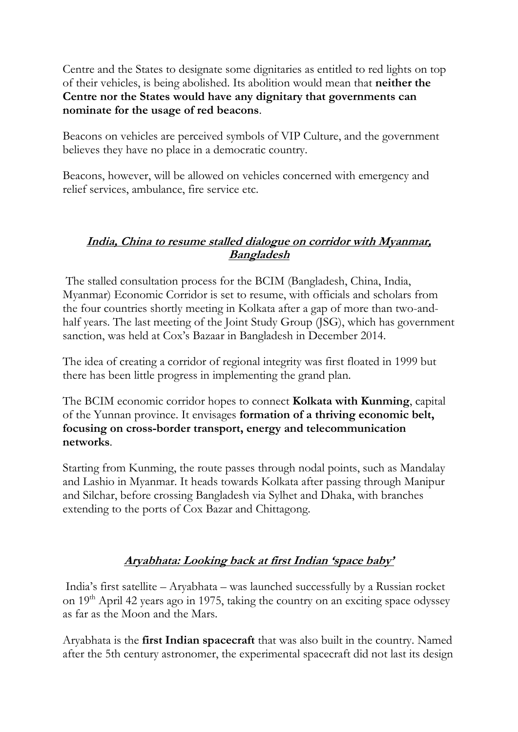Centre and the States to designate some dignitaries as entitled to red lights on top of their vehicles, is being abolished. Its abolition would mean that **neither the Centre nor the States would have any dignitary that governments can nominate for the usage of red beacons**.

Beacons on vehicles are perceived symbols of VIP Culture, and the government believes they have no place in a democratic country.

Beacons, however, will be allowed on vehicles concerned with emergency and relief services, ambulance, fire service etc.

## ***India, China to resume stalled dialogue on corridor with Myanmar, Bangladesh***

The stalled consultation process for the BCIM (Bangladesh, China, India, Myanmar) Economic Corridor is set to resume, with officials and scholars from the four countries shortly meeting in Kolkata after a gap of more than two-and-half years. The last meeting of the Joint Study Group (JSG), which has government sanction, was held at Cox's Bazaar in Bangladesh in December 2014.

The idea of creating a corridor of regional integrity was first floated in 1999 but there has been little progress in implementing the grand plan.

The BCIM economic corridor hopes to connect **Kolkata with Kunming**, capital of the Yunnan province. It envisages **formation of a thriving economic belt, focusing on cross-border transport, energy and telecommunication networks**.

Starting from Kunming, the route passes through nodal points, such as Mandalay and Lashio in Myanmar. It heads towards Kolkata after passing through Manipur and Silchar, before crossing Bangladesh via Sylhet and Dhaka, with branches extending to the ports of Cox Bazar and Chittagong.

## ***Aryabhata: Looking back at first Indian 'space baby'***

India's first satellite – Aryabhata – was launched successfully by a Russian rocket on 19th April 42 years ago in 1975, taking the country on an exciting space odyssey as far as the Moon and the Mars.

Aryabhata is the **first Indian spacecraft** that was also built in the country. Named after the 5th century astronomer, the experimental spacecraft did not last its design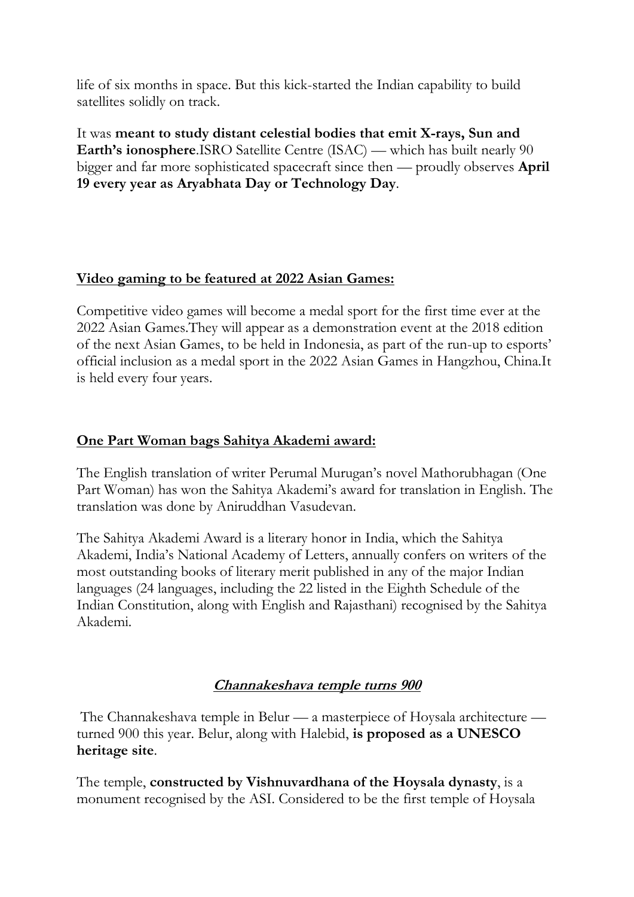life of six months in space. But this kick-started the Indian capability to build satellites solidly on track.

It was **meant to study distant celestial bodies that emit X-rays, Sun and Earth's ionosphere**.ISRO Satellite Centre (ISAC) — which has built nearly 90 bigger and far more sophisticated spacecraft since then — proudly observes **April 19 every year as Aryabhata Day or Technology Day**.

**<u>Video gaming to be featured at 2022 Asian Games:</u>**

Competitive video games will become a medal sport for the first time ever at the 2022 Asian Games.They will appear as a demonstration event at the 2018 edition of the next Asian Games, to be held in Indonesia, as part of the run-up to esports' official inclusion as a medal sport in the 2022 Asian Games in Hangzhou, China.It is held every four years.

**<u>One Part Woman bags Sahitya Akademi award:</u>**

The English translation of writer Perumal Murugan's novel Mathorubhagan (One Part Woman) has won the Sahitya Akademi's award for translation in English. The translation was done by Aniruddhan Vasudevan.

The Sahitya Akademi Award is a literary honor in India, which the Sahitya Akademi, India's National Academy of Letters, annually confers on writers of the most outstanding books of literary merit published in any of the major Indian languages (24 languages, including the 22 listed in the Eighth Schedule of the Indian Constitution, along with English and Rajasthani) recognised by the Sahitya Akademi.

## ***<u>Channakeshava temple turns 900</u>***

The Channakeshava temple in Belur — a masterpiece of Hoysala architecture — turned 900 this year. Belur, along with Halebid, **is proposed as a UNESCO heritage site**.

The temple, **constructed by Vishnuvardhana of the Hoysala dynasty**, is a monument recognised by the ASI. Considered to be the first temple of Hoysala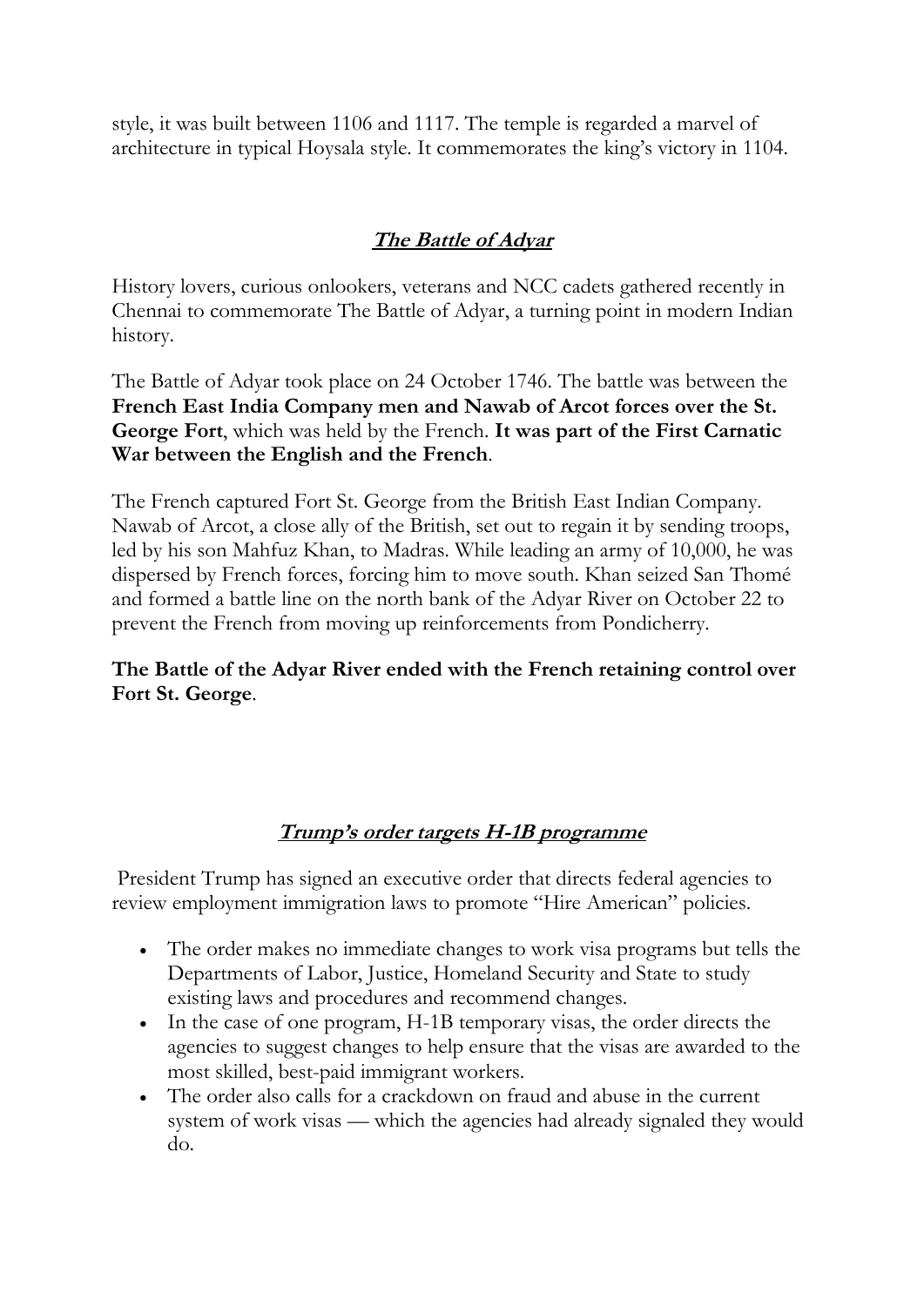style, it was built between 1106 and 1117. The temple is regarded a marvel of architecture in typical Hoysala style. It commemorates the king's victory in 1104.

## ***The Battle of Adyar***

History lovers, curious onlookers, veterans and NCC cadets gathered recently in Chennai to commemorate The Battle of Adyar, a turning point in modern Indian history.

The Battle of Adyar took place on 24 October 1746. The battle was between the **French East India Company men and Nawab of Arcot forces over the St. George Fort**, which was held by the French. **It was part of the First Carnatic War between the English and the French**.

The French captured Fort St. George from the British East Indian Company. Nawab of Arcot, a close ally of the British, set out to regain it by sending troops, led by his son Mahfuz Khan, to Madras. While leading an army of 10,000, he was dispersed by French forces, forcing him to move south. Khan seized San Thomé and formed a battle line on the north bank of the Adyar River on October 22 to prevent the French from moving up reinforcements from Pondicherry.

**The Battle of the Adyar River ended with the French retaining control over Fort St. George**.

## ***Trump's order targets H-1B programme***

President Trump has signed an executive order that directs federal agencies to review employment immigration laws to promote "Hire American" policies.

- The order makes no immediate changes to work visa programs but tells the Departments of Labor, Justice, Homeland Security and State to study existing laws and procedures and recommend changes.
- In the case of one program, H-1B temporary visas, the order directs the agencies to suggest changes to help ensure that the visas are awarded to the most skilled, best-paid immigrant workers.
- The order also calls for a crackdown on fraud and abuse in the current system of work visas — which the agencies had already signaled they would do.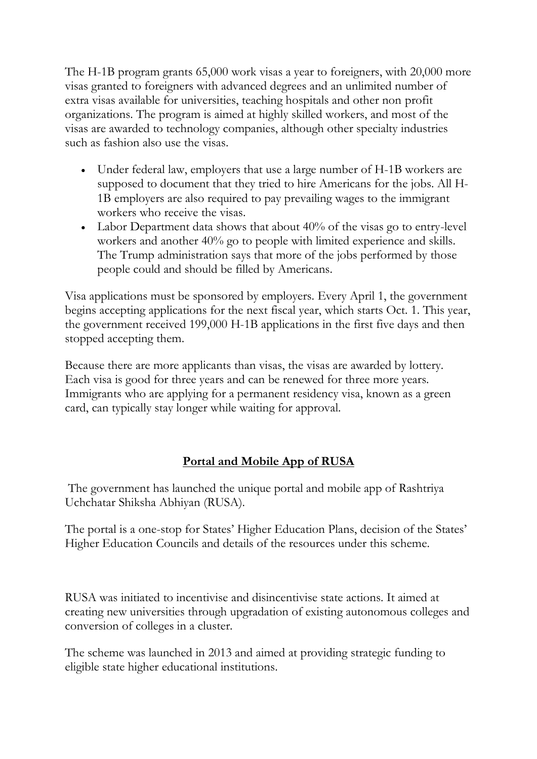The H-1B program grants 65,000 work visas a year to foreigners, with 20,000 more visas granted to foreigners with advanced degrees and an unlimited number of extra visas available for universities, teaching hospitals and other non profit organizations. The program is aimed at highly skilled workers, and most of the visas are awarded to technology companies, although other specialty industries such as fashion also use the visas.

- Under federal law, employers that use a large number of H-1B workers are supposed to document that they tried to hire Americans for the jobs. All H-1B employers are also required to pay prevailing wages to the immigrant workers who receive the visas.
- Labor Department data shows that about 40% of the visas go to entry-level workers and another 40% go to people with limited experience and skills. The Trump administration says that more of the jobs performed by those people could and should be filled by Americans.

Visa applications must be sponsored by employers. Every April 1, the government begins accepting applications for the next fiscal year, which starts Oct. 1. This year, the government received 199,000 H-1B applications in the first five days and then stopped accepting them.

Because there are more applicants than visas, the visas are awarded by lottery. Each visa is good for three years and can be renewed for three more years. Immigrants who are applying for a permanent residency visa, known as a green card, can typically stay longer while waiting for approval.

## Portal and Mobile App of RUSA

The government has launched the unique portal and mobile app of Rashtriya Uchchatar Shiksha Abhiyan (RUSA).

The portal is a one-stop for States' Higher Education Plans, decision of the States' Higher Education Councils and details of the resources under this scheme.

RUSA was initiated to incentivise and disincentivise state actions. It aimed at creating new universities through upgradation of existing autonomous colleges and conversion of colleges in a cluster.

The scheme was launched in 2013 and aimed at providing strategic funding to eligible state higher educational institutions.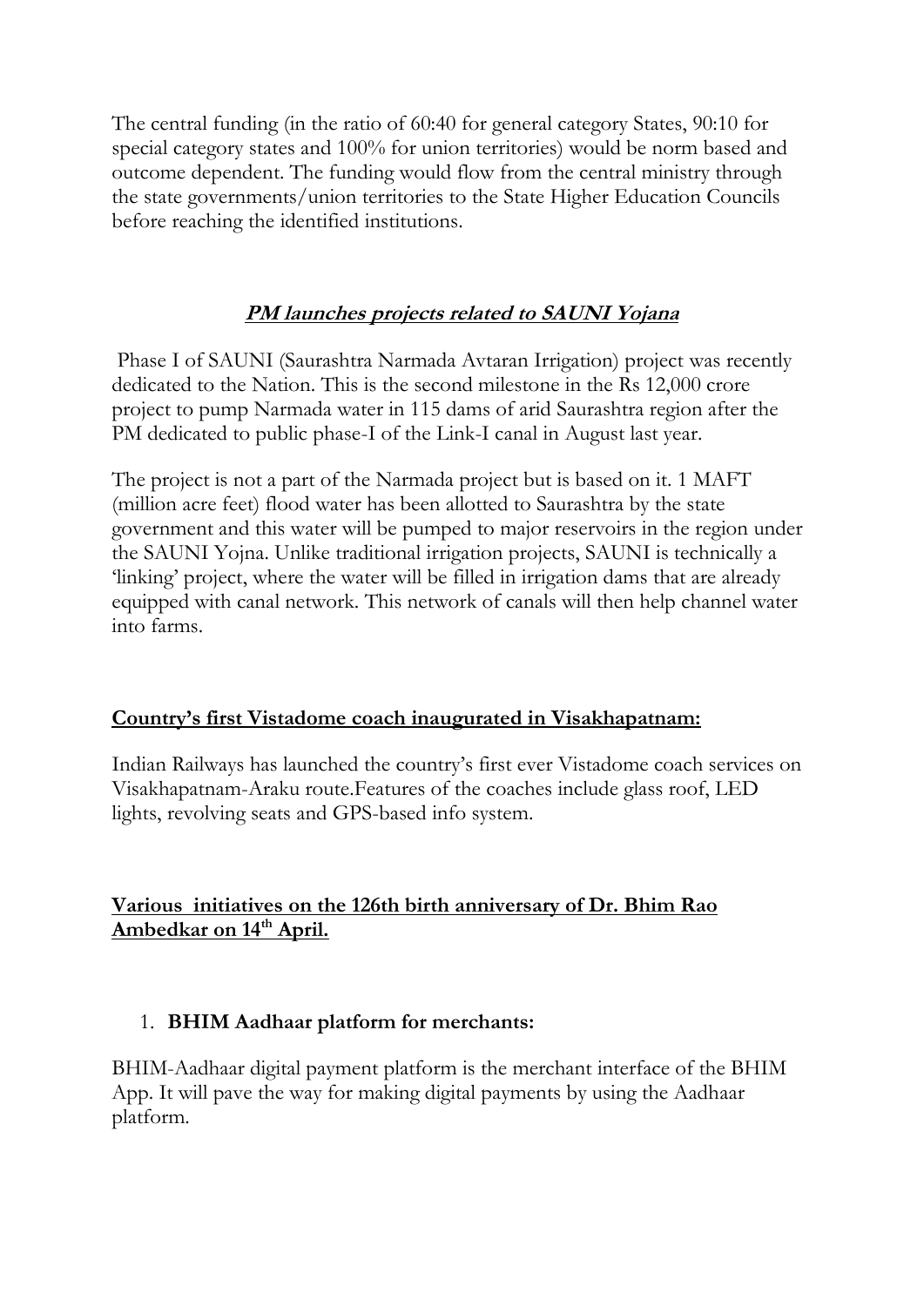The central funding (in the ratio of 60:40 for general category States, 90:10 for special category states and 100% for union territories) would be norm based and outcome dependent. The funding would flow from the central ministry through the state governments/union territories to the State Higher Education Councils before reaching the identified institutions.

## ***PM launches projects related to SAUNI Yojana***

Phase I of SAUNI (Saurashtra Narmada Avtaran Irrigation) project was recently dedicated to the Nation. This is the second milestone in the Rs 12,000 crore project to pump Narmada water in 115 dams of arid Saurashtra region after the PM dedicated to public phase-I of the Link-I canal in August last year.

The project is not a part of the Narmada project but is based on it. 1 MAFT (million acre feet) flood water has been allotted to Saurashtra by the state government and this water will be pumped to major reservoirs in the region under the SAUNI Yojna. Unlike traditional irrigation projects, SAUNI is technically a 'linking' project, where the water will be filled in irrigation dams that are already equipped with canal network. This network of canals will then help channel water into farms.

## **Country's first Vistadome coach inaugurated in Visakhapatnam:**

Indian Railways has launched the country's first ever Vistadome coach services on Visakhapatnam-Araku route.Features of the coaches include glass roof, LED lights, revolving seats and GPS-based info system.

## **Various initiatives on the 126th birth anniversary of Dr. Bhim Rao Ambedkar on 14th April.**

1. **BHIM Aadhaar platform for merchants:**

BHIM-Aadhaar digital payment platform is the merchant interface of the BHIM App. It will pave the way for making digital payments by using the Aadhaar platform.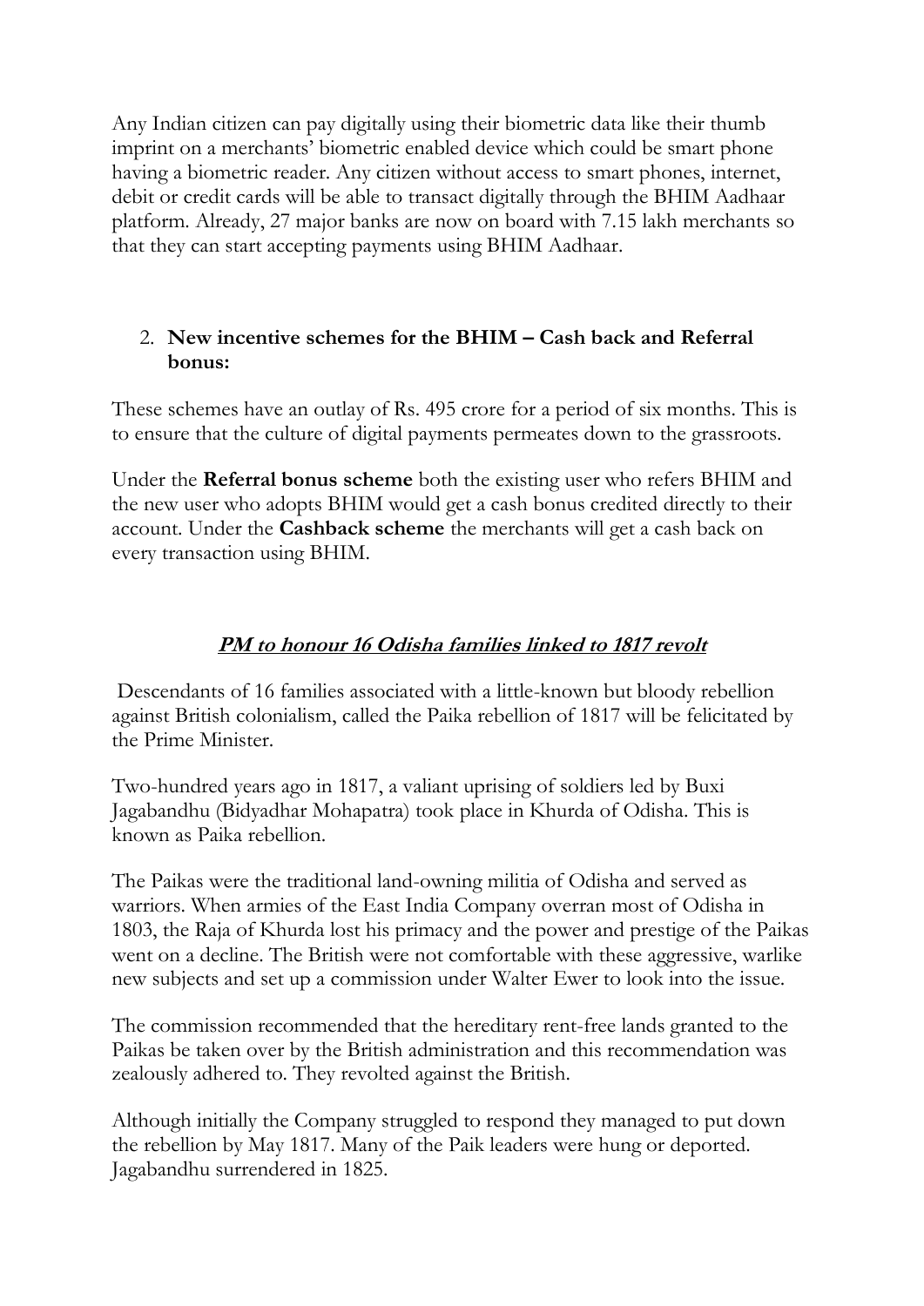Any Indian citizen can pay digitally using their biometric data like their thumb imprint on a merchants' biometric enabled device which could be smart phone having a biometric reader. Any citizen without access to smart phones, internet, debit or credit cards will be able to transact digitally through the BHIM Aadhaar platform. Already, 27 major banks are now on board with 7.15 lakh merchants so that they can start accepting payments using BHIM Aadhaar.

2. **New incentive schemes for the BHIM – Cash back and Referral bonus:**

These schemes have an outlay of Rs. 495 crore for a period of six months. This is to ensure that the culture of digital payments permeates down to the grassroots.

Under the **Referral bonus scheme** both the existing user who refers BHIM and the new user who adopts BHIM would get a cash bonus credited directly to their account. Under the **Cashback scheme** the merchants will get a cash back on every transaction using BHIM.

## ***PM to honour 16 Odisha families linked to 1817 revolt***

Descendants of 16 families associated with a little-known but bloody rebellion against British colonialism, called the Paika rebellion of 1817 will be felicitated by the Prime Minister.

Two-hundred years ago in 1817, a valiant uprising of soldiers led by Buxi Jagabandhu (Bidyadhar Mohapatra) took place in Khurda of Odisha. This is known as Paika rebellion.

The Paikas were the traditional land-owning militia of Odisha and served as warriors. When armies of the East India Company overran most of Odisha in 1803, the Raja of Khurda lost his primacy and the power and prestige of the Paikas went on a decline. The British were not comfortable with these aggressive, warlike new subjects and set up a commission under Walter Ewer to look into the issue.

The commission recommended that the hereditary rent-free lands granted to the Paikas be taken over by the British administration and this recommendation was zealously adhered to. They revolted against the British.

Although initially the Company struggled to respond they managed to put down the rebellion by May 1817. Many of the Paik leaders were hung or deported. Jagabandhu surrendered in 1825.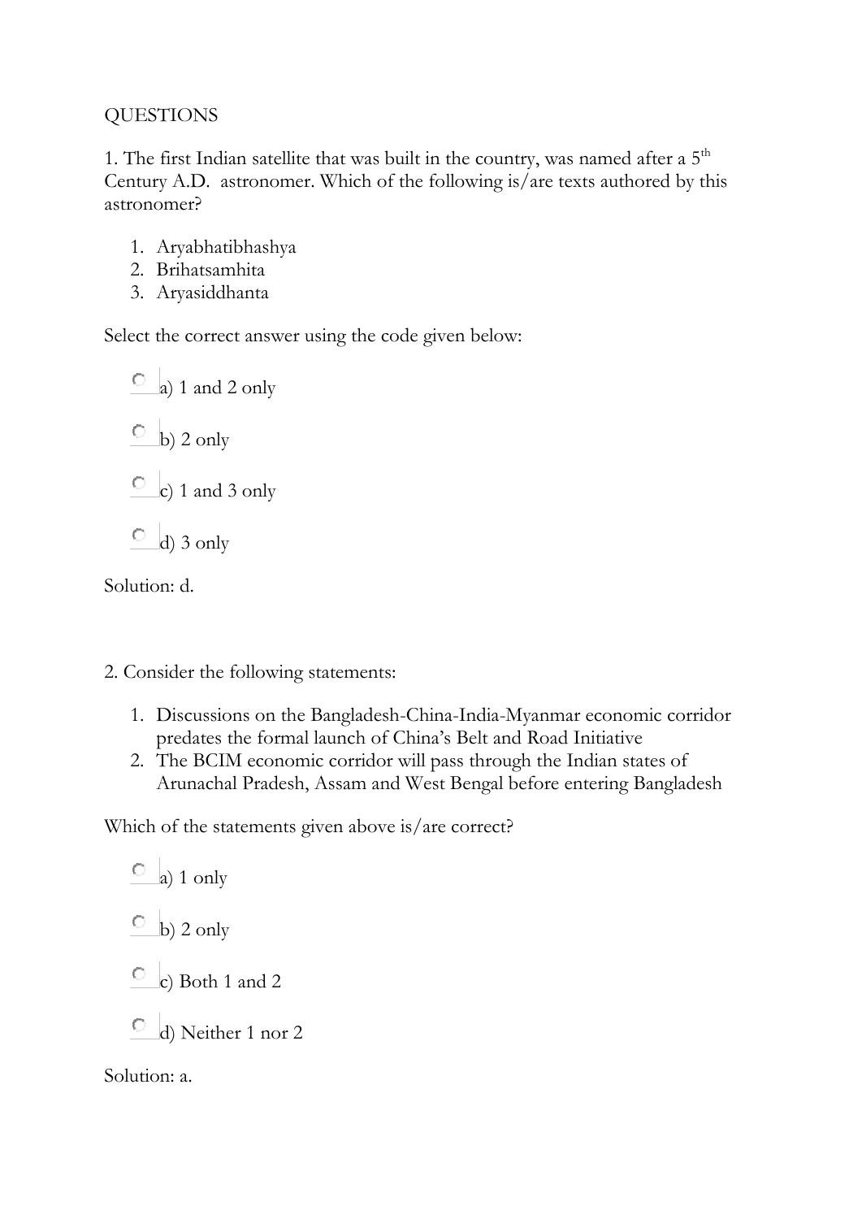QUESTIONS

1. The first Indian satellite that was built in the country, was named after a 5th Century A.D. astronomer. Which of the following is/are texts authored by this astronomer?

1. Aryabhatibhashya
2. Brihatsamhita
3. Aryasiddhanta

Select the correct answer using the code given below:

- a) 1 and 2 only
- b) 2 only
- c) 1 and 3 only
- d) 3 only

Solution: d.

2. Consider the following statements:

1. Discussions on the Bangladesh-China-India-Myanmar economic corridor predates the formal launch of China's Belt and Road Initiative
2. The BCIM economic corridor will pass through the Indian states of Arunachal Pradesh, Assam and West Bengal before entering Bangladesh

Which of the statements given above is/are correct?

- a) 1 only
- b) 2 only
- c) Both 1 and 2
- d) Neither 1 nor 2

Solution: a.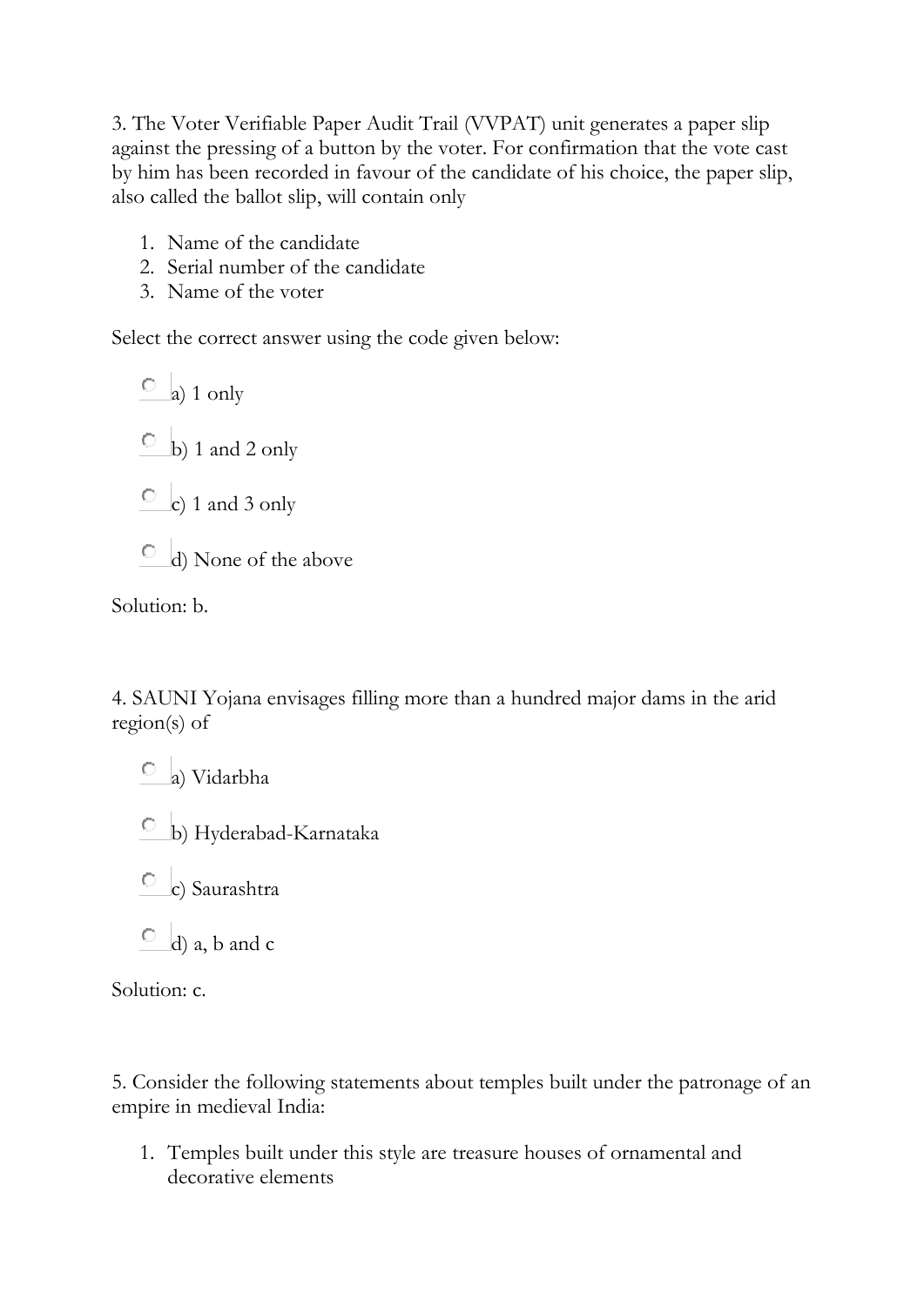3. The Voter Verifiable Paper Audit Trail (VVPAT) unit generates a paper slip against the pressing of a button by the voter. For confirmation that the vote cast by him has been recorded in favour of the candidate of his choice, the paper slip, also called the ballot slip, will contain only

1. Name of the candidate
2. Serial number of the candidate
3. Name of the voter

Select the correct answer using the code given below:

- a) 1 only
- b) 1 and 2 only
- c) 1 and 3 only
- d) None of the above

Solution: b.

4. SAUNI Yojana envisages filling more than a hundred major dams in the arid region(s) of

- a) Vidarbha
- b) Hyderabad-Karnataka
- c) Saurashtra
- d) a, b and c

Solution: c.

5. Consider the following statements about temples built under the patronage of an empire in medieval India:

1. Temples built under this style are treasure houses of ornamental and decorative elements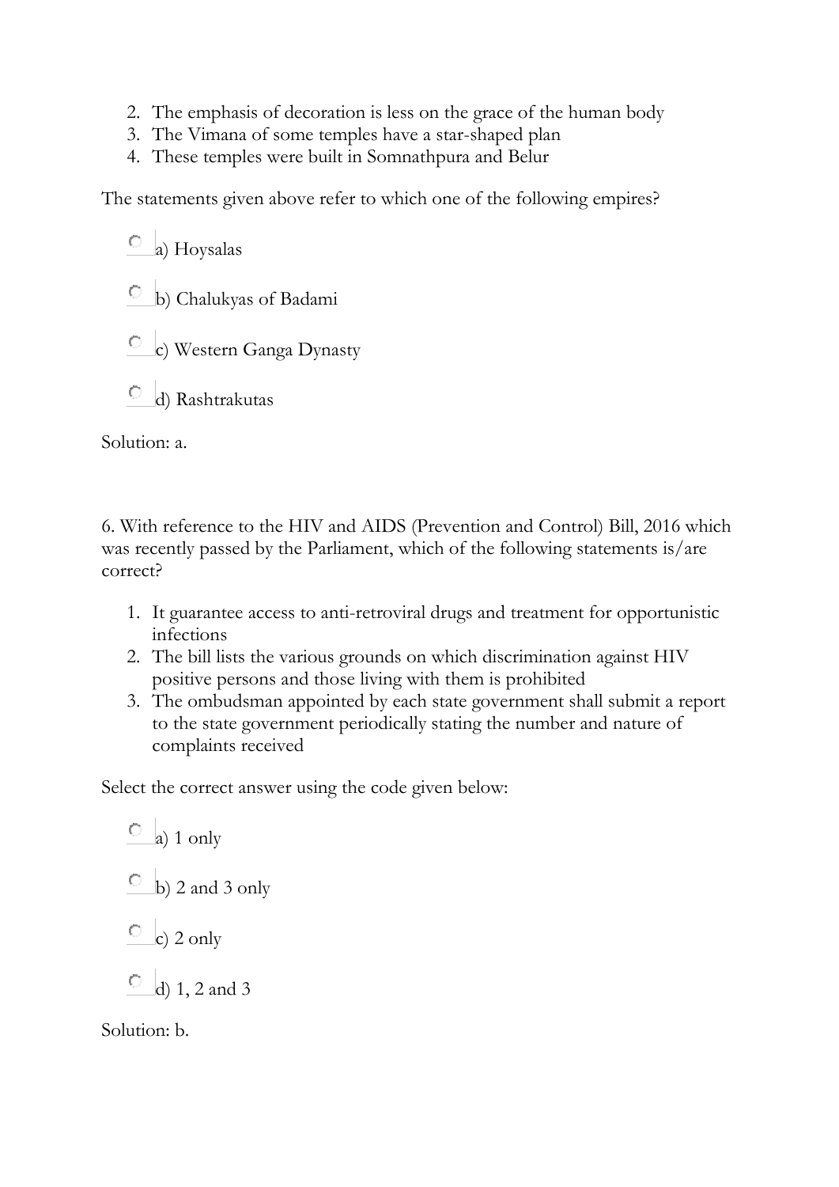2. The emphasis of decoration is less on the grace of the human body
3. The Vimana of some temples have a star-shaped plan
4. These temples were built in Somnathpura and Belur

The statements given above refer to which one of the following empires?

- a) Hoysalas
- b) Chalukyas of Badami
- c) Western Ganga Dynasty
- d) Rashtrakutas

Solution: a.

6. With reference to the HIV and AIDS (Prevention and Control) Bill, 2016 which was recently passed by the Parliament, which of the following statements is/are correct?

1. It guarantee access to anti-retroviral drugs and treatment for opportunistic infections
2. The bill lists the various grounds on which discrimination against HIV positive persons and those living with them is prohibited
3. The ombudsman appointed by each state government shall submit a report to the state government periodically stating the number and nature of complaints received

Select the correct answer using the code given below:

- a) 1 only
- b) 2 and 3 only
- c) 2 only
- d) 1, 2 and 3

Solution: b.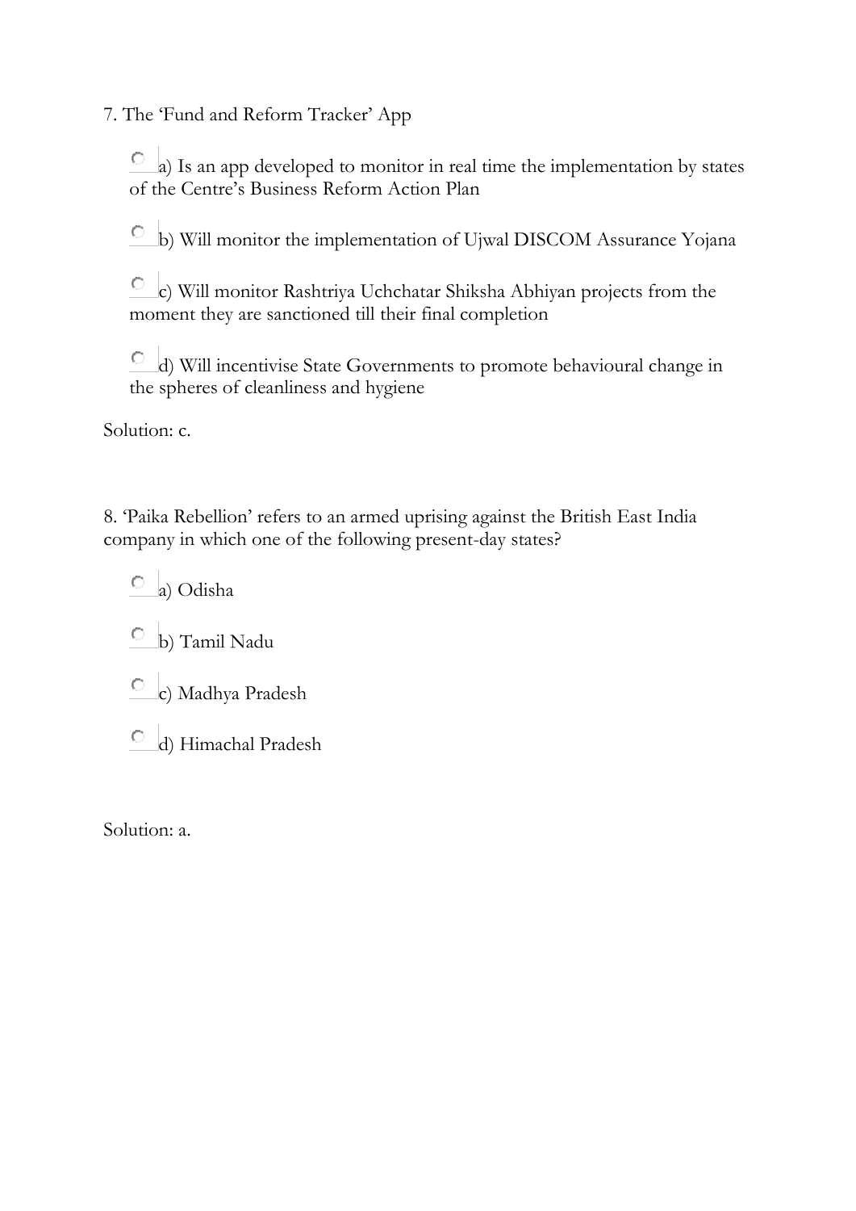7. The 'Fund and Reform Tracker' App

- a) Is an app developed to monitor in real time the implementation by states of the Centre's Business Reform Action Plan
- b) Will monitor the implementation of Ujwal DISCOM Assurance Yojana
- c) Will monitor Rashtriya Uchchatar Shiksha Abhiyan projects from the moment they are sanctioned till their final completion
- d) Will incentivise State Governments to promote behavioural change in the spheres of cleanliness and hygiene

Solution: c.

8. 'Paika Rebellion' refers to an armed uprising against the British East India company in which one of the following present-day states?

- a) Odisha
- b) Tamil Nadu
- c) Madhya Pradesh
- d) Himachal Pradesh

Solution: a.